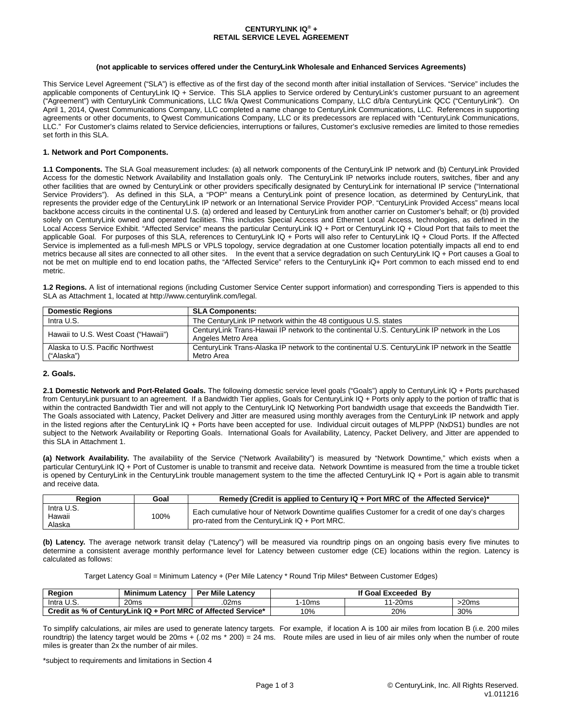# CENTURYLINK IQ® + RETAIL SERVICE LEVEL AGREEMENT

**(not applicable to services offered under the CenturyLink Wholesale and Enhanced Services Agreements)**

This Service Level Agreement ("SLA") is effective as of the first day of the second month after initial installation of Services. "Service" includes the applicable components of CenturyLink IQ + Service. This SLA applies to Service ordered by CenturyLink's customer pursuant to an agreement ("Agreement") with CenturyLink Communications, LLC f/k/a Qwest Communications Company, LLC d/b/a CenturyLink QCC ("CenturyLink"). On April 1, 2014, Qwest Communications Company, LLC completed a name change to CenturyLink Communications, LLC. References in supporting agreements or other documents, to Qwest Communications Company, LLC or its predecessors are replaced with "CenturyLink Communications, LLC." For Customer's claims related to Service deficiencies, interruptions or failures, Customer's exclusive remedies are limited to those remedies set forth in this SLA.

## 1. Network and Port Components.

**1.1 Components.** The SLA Goal measurement includes: (a) all network components of the CenturyLink IP network and (b) CenturyLink Provided Access for the domestic Network Availability and Installation goals only. The CenturyLink IP networks include routers, switches, fiber and any other facilities that are owned by CenturyLink or other providers specifically designated by CenturyLink for international IP service ("International Service Providers"). As defined in this SLA, a "POP" means a CenturyLink point of presence location, as determined by CenturyLink, that represents the provider edge of the CenturyLink IP network or an International Service Provider POP. "CenturyLink Provided Access" means local backbone access circuits in the continental U.S. (a) ordered and leased by CenturyLink from another carrier on Customer's behalf; or (b) provided solely on CenturyLink owned and operated facilities. This includes Special Access and Ethernet Local Access, technologies, as defined in the Local Access Service Exhibit. "Affected Service" means the particular CenturyLink IQ + Port or CenturyLink IQ + Cloud Port that fails to meet the applicable Goal. For purposes of this SLA, references to CenturyLink IQ + Ports will also refer to CenturyLink IQ + Cloud Ports. If the Affected Service is implemented as a full-mesh MPLS or VPLS topology, service degradation at one Customer location potentially impacts all end to end metrics because all sites are connected to all other sites. In the event that a service degradation on such CenturyLink IQ + Port causes a Goal to not be met on multiple end to end location paths, the "Affected Service" refers to the CenturyLink iQ+ Port common to each missed end to end metric.

**1.2 Regions.** A list of international regions (including Customer Service Center support information) and corresponding Tiers is appended to this SLA as Attachment 1, located at http://www.centurylink.com/legal.

| Domestic Regions | SLA Components: |
|---|---|
| Intra U.S. | The CenturyLink IP network within the 48 contiguous U.S. states |
| Hawaii to U.S. West Coast ("Hawaii") | CenturyLink Trans-Hawaii IP network to the continental U.S. CenturyLink IP network in the Los Angeles Metro Area |
| Alaska to U.S. Pacific Northwest ("Alaska") | CenturyLink Trans-Alaska IP network to the continental U.S. CenturyLink IP network in the Seattle Metro Area |

## 2. Goals.

**2.1 Domestic Network and Port-Related Goals.** The following domestic service level goals ("Goals") apply to CenturyLink IQ + Ports purchased from CenturyLink pursuant to an agreement. If a Bandwidth Tier applies, Goals for CenturyLink IQ + Ports only apply to the portion of traffic that is within the contracted Bandwidth Tier and will not apply to the CenturyLink IQ Networking Port bandwidth usage that exceeds the Bandwidth Tier. The Goals associated with Latency, Packet Delivery and Jitter are measured using monthly averages from the CenturyLink IP network and apply in the listed regions after the CenturyLink IQ + Ports have been accepted for use. Individual circuit outages of MLPPP (NxDS1) bundles are not subject to the Network Availability or Reporting Goals. International Goals for Availability, Latency, Packet Delivery, and Jitter are appended to this SLA in Attachment 1.

**(a) Network Availability.** The availability of the Service ("Network Availability") is measured by "Network Downtime," which exists when a particular CenturyLink IQ + Port of Customer is unable to transmit and receive data. Network Downtime is measured from the time a trouble ticket is opened by CenturyLink in the CenturyLink trouble management system to the time the affected CenturyLink IQ + Port is again able to transmit and receive data.

| Region | Goal | Remedy (Credit is applied to Century IQ + Port MRC of the Affected Service)* |
|---|---|---|
| Intra U.S. Hawaii Alaska | 100% | Each cumulative hour of Network Downtime qualifies Customer for a credit of one day's charges pro-rated from the CenturyLink IQ + Port MRC. |

**(b) Latency.** The average network transit delay ("Latency") will be measured via roundtrip pings on an ongoing basis every five minutes to determine a consistent average monthly performance level for Latency between customer edge (CE) locations within the region. Latency is calculated as follows:

Target Latency Goal = Minimum Latency + (Per Mile Latency * Round Trip Miles* Between Customer Edges)

| Region | Minimum Latency | Per Mile Latency | If Goal Exceeded By | | |
|---|---|---|---|---|---|
| Intra U.S. | 20ms | .02ms | 1-10ms | 11-20ms | >20ms |
| Credit as % of CenturyLink IQ + Port MRC of Affected Service* | | | 10% | 20% | 30% |

To simplify calculations, air miles are used to generate latency targets. For example, if location A is 100 air miles from location B (i.e. 200 miles roundtrip) the latency target would be 20ms + (.02 ms * 200) = 24 ms. Route miles are used in lieu of air miles only when the number of route miles is greater than 2x the number of air miles.

*subject to requirements and limitations in Section 4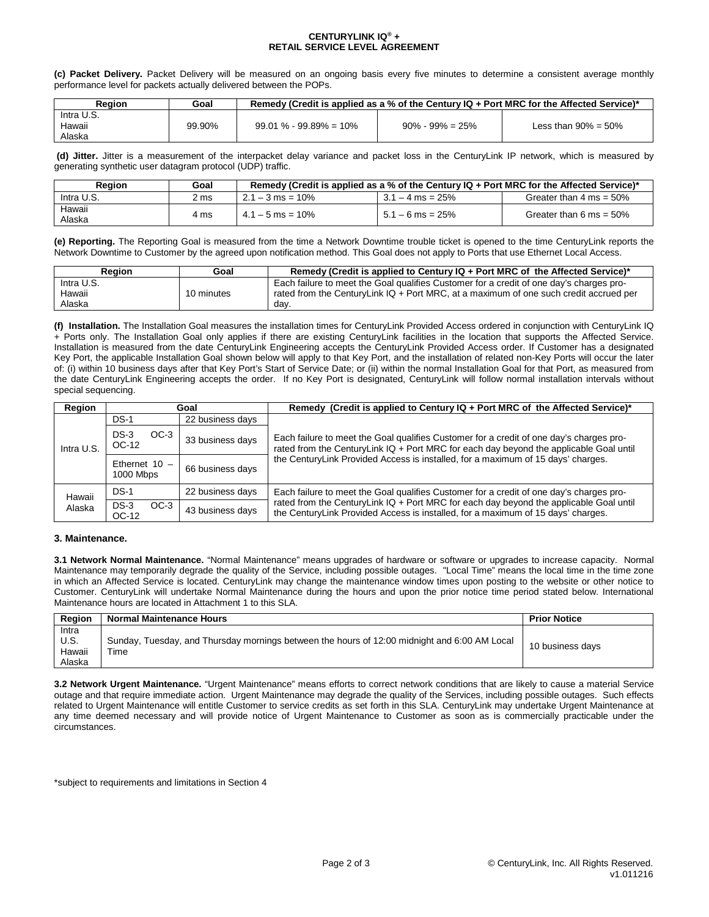**(c) Packet Delivery.** Packet Delivery will be measured on an ongoing basis every five minutes to determine a consistent average monthly performance level for packets actually delivered between the POPs.

| Region | Goal | Remedy (Credit is applied as a % of the Century IQ + Port MRC for the Affected Service)* | | |
|---|---|---|---|---|
| Intra U.S.<br>Hawaii<br>Alaska | 99.90% | 99.01 % - 99.89% = 10% | 90% - 99% = 25% | Less than 90% = 50% |

**(d) Jitter.** Jitter is a measurement of the interpacket delay variance and packet loss in the CenturyLink IP network, which is measured by generating synthetic user datagram protocol (UDP) traffic.

| Region | Goal | Remedy (Credit is applied as a % of the Century IQ + Port MRC for the Affected Service)* | | |
|---|---|---|---|---|
| Intra U.S. | 2 ms | 2.1 – 3 ms = 10% | 3.1 – 4 ms = 25% | Greater than 4 ms = 50% |
| Hawaii<br>Alaska | 4 ms | 4.1 – 5 ms = 10% | 5.1 – 6 ms = 25% | Greater than 6 ms = 50% |

**(e) Reporting.** The Reporting Goal is measured from the time a Network Downtime trouble ticket is opened to the time CenturyLink reports the Network Downtime to Customer by the agreed upon notification method. This Goal does not apply to Ports that use Ethernet Local Access.

| Region | Goal | Remedy (Credit is applied to Century IQ + Port MRC of the Affected Service)* |
|---|---|---|
| Intra U.S.<br>Hawaii<br>Alaska | 10 minutes | Each failure to meet the Goal qualifies Customer for a credit of one day's charges pro-rated from the CenturyLink IQ + Port MRC, at a maximum of one such credit accrued per day. |

**(f) Installation.** The Installation Goal measures the installation times for CenturyLink Provided Access ordered in conjunction with CenturyLink IQ + Ports only. The Installation Goal only applies if there are existing CenturyLink facilities in the location that supports the Affected Service. Installation is measured from the date CenturyLink Engineering accepts the CenturyLink Provided Access order. If Customer has a designated Key Port, the applicable Installation Goal shown below will apply to that Key Port, and the installation of related non-Key Ports will occur the later of: (i) within 10 business days after that Key Port's Start of Service Date; or (ii) within the normal Installation Goal for that Port, as measured from the date CenturyLink Engineering accepts the order. If no Key Port is designated, CenturyLink will follow normal installation intervals without special sequencing.

| Region | Goal | | Remedy (Credit is applied to Century IQ + Port MRC of the Affected Service)* |
|---|---|---|---|
| Intra U.S. | DS-1 | 22 business days | Each failure to meet the Goal qualifies Customer for a credit of one day's charges pro-rated from the CenturyLink IQ + Port MRC for each day beyond the applicable Goal until the CenturyLink Provided Access is installed, for a maximum of 15 days' charges. |
| | DS-3 OC-3 OC-12 | 33 business days | |
| | Ethernet 10 – 1000 Mbps | 66 business days | |
| Hawaii<br>Alaska | DS-1 | 22 business days | Each failure to meet the Goal qualifies Customer for a credit of one day's charges pro-rated from the CenturyLink IQ + Port MRC for each day beyond the applicable Goal until the CenturyLink Provided Access is installed, for a maximum of 15 days' charges. |
| | DS-3 OC-3 OC-12 | 43 business days | |

## 3. Maintenance.

**3.1 Network Normal Maintenance.** "Normal Maintenance" means upgrades of hardware or software or upgrades to increase capacity. Normal Maintenance may temporarily degrade the quality of the Service, including possible outages. "Local Time" means the local time in the time zone in which an Affected Service is located. CenturyLink may change the maintenance window times upon posting to the website or other notice to Customer. CenturyLink will undertake Normal Maintenance during the hours and upon the prior notice time period stated below. International Maintenance hours are located in Attachment 1 to this SLA.

| Region | Normal Maintenance Hours | Prior Notice |
|---|---|---|
| Intra U.S.<br>Hawaii<br>Alaska | Sunday, Tuesday, and Thursday mornings between the hours of 12:00 midnight and 6:00 AM Local Time | 10 business days |

**3.2 Network Urgent Maintenance.** "Urgent Maintenance" means efforts to correct network conditions that are likely to cause a material Service outage and that require immediate action. Urgent Maintenance may degrade the quality of the Services, including possible outages. Such effects related to Urgent Maintenance will entitle Customer to service credits as set forth in this SLA. CenturyLink may undertake Urgent Maintenance at any time deemed necessary and will provide notice of Urgent Maintenance to Customer as soon as is commercially practicable under the circumstances.

*subject to requirements and limitations in Section 4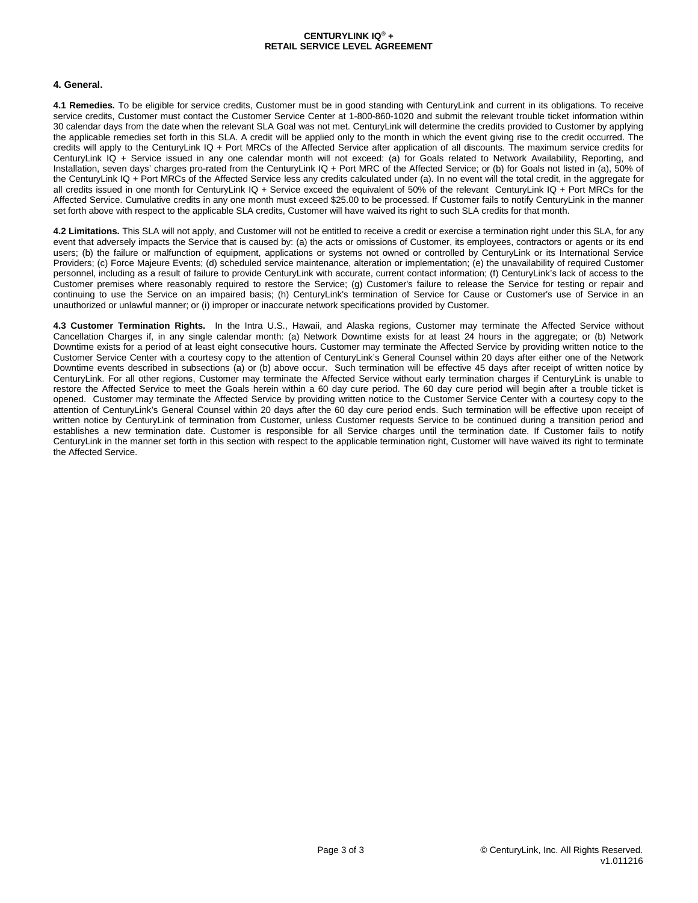## 4. General.

**4.1 Remedies.** To be eligible for service credits, Customer must be in good standing with CenturyLink and current in its obligations. To receive service credits, Customer must contact the Customer Service Center at 1-800-860-1020 and submit the relevant trouble ticket information within 30 calendar days from the date when the relevant SLA Goal was not met. CenturyLink will determine the credits provided to Customer by applying the applicable remedies set forth in this SLA. A credit will be applied only to the month in which the event giving rise to the credit occurred. The credits will apply to the CenturyLink IQ + Port MRCs of the Affected Service after application of all discounts. The maximum service credits for CenturyLink IQ + Service issued in any one calendar month will not exceed: (a) for Goals related to Network Availability, Reporting, and Installation, seven days' charges pro-rated from the CenturyLink IQ + Port MRC of the Affected Service; or (b) for Goals not listed in (a), 50% of the CenturyLink IQ + Port MRCs of the Affected Service less any credits calculated under (a). In no event will the total credit, in the aggregate for all credits issued in one month for CenturyLink IQ + Service exceed the equivalent of 50% of the relevant CenturyLink IQ + Port MRCs for the Affected Service. Cumulative credits in any one month must exceed $25.00 to be processed. If Customer fails to notify CenturyLink in the manner set forth above with respect to the applicable SLA credits, Customer will have waived its right to such SLA credits for that month.

**4.2 Limitations.** This SLA will not apply, and Customer will not be entitled to receive a credit or exercise a termination right under this SLA, for any event that adversely impacts the Service that is caused by: (a) the acts or omissions of Customer, its employees, contractors or agents or its end users; (b) the failure or malfunction of equipment, applications or systems not owned or controlled by CenturyLink or its International Service Providers; (c) Force Majeure Events; (d) scheduled service maintenance, alteration or implementation; (e) the unavailability of required Customer personnel, including as a result of failure to provide CenturyLink with accurate, current contact information; (f) CenturyLink's lack of access to the Customer premises where reasonably required to restore the Service; (g) Customer's failure to release the Service for testing or repair and continuing to use the Service on an impaired basis; (h) CenturyLink's termination of Service for Cause or Customer's use of Service in an unauthorized or unlawful manner; or (i) improper or inaccurate network specifications provided by Customer.

**4.3 Customer Termination Rights.** In the Intra U.S., Hawaii, and Alaska regions, Customer may terminate the Affected Service without Cancellation Charges if, in any single calendar month: (a) Network Downtime exists for at least 24 hours in the aggregate; or (b) Network Downtime exists for a period of at least eight consecutive hours. Customer may terminate the Affected Service by providing written notice to the Customer Service Center with a courtesy copy to the attention of CenturyLink's General Counsel within 20 days after either one of the Network Downtime events described in subsections (a) or (b) above occur. Such termination will be effective 45 days after receipt of written notice by CenturyLink. For all other regions, Customer may terminate the Affected Service without early termination charges if CenturyLink is unable to restore the Affected Service to meet the Goals herein within a 60 day cure period. The 60 day cure period will begin after a trouble ticket is opened. Customer may terminate the Affected Service by providing written notice to the Customer Service Center with a courtesy copy to the attention of CenturyLink's General Counsel within 20 days after the 60 day cure period ends. Such termination will be effective upon receipt of written notice by CenturyLink of termination from Customer, unless Customer requests Service to be continued during a transition period and establishes a new termination date. Customer is responsible for all Service charges until the termination date. If Customer fails to notify CenturyLink in the manner set forth in this section with respect to the applicable termination right, Customer will have waived its right to terminate the Affected Service.